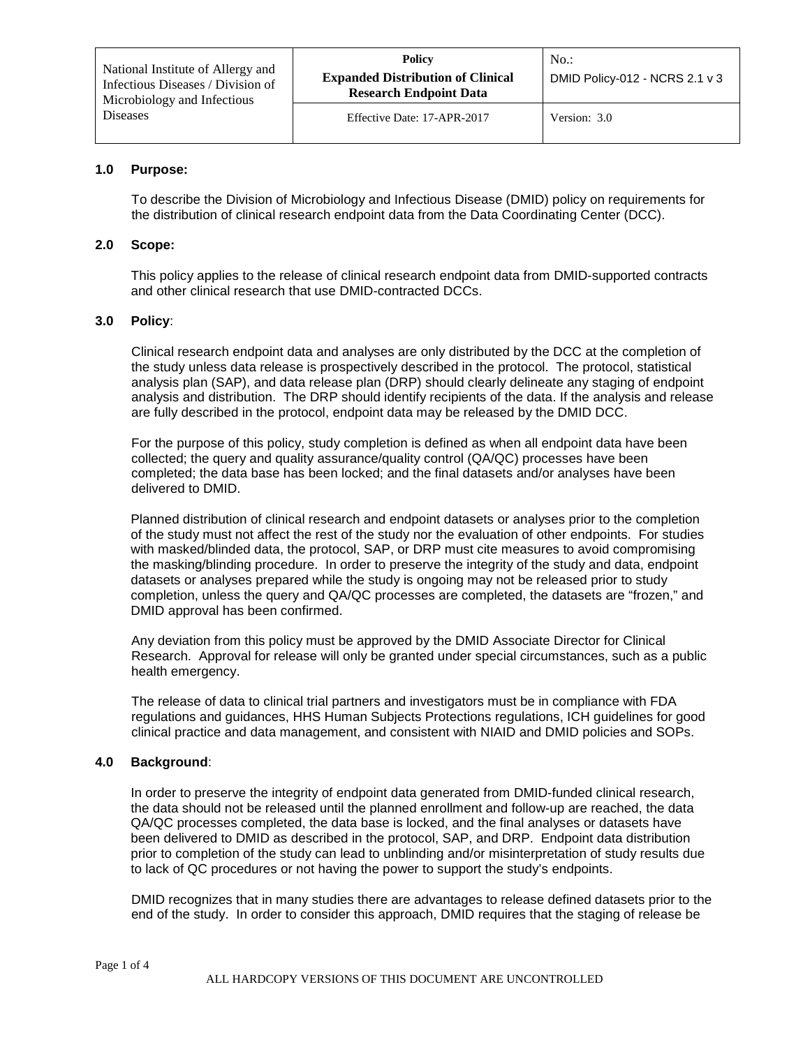| | | |
|---|---|---|
| National Institute of Allergy and Infectious Diseases / Division of Microbiology and Infectious Diseases | **Policy**<br>**Expanded Distribution of Clinical Research Endpoint Data** | No.:<br>DMID Policy-012 - NCRS 2.1 v 3 |
| | Effective Date: 17-APR-2017 | Version: 3.0 |

## 1.0 Purpose:

To describe the Division of Microbiology and Infectious Disease (DMID) policy on requirements for the distribution of clinical research endpoint data from the Data Coordinating Center (DCC).

## 2.0 Scope:

This policy applies to the release of clinical research endpoint data from DMID-supported contracts and other clinical research that use DMID-contracted DCCs.

## 3.0 Policy:

Clinical research endpoint data and analyses are only distributed by the DCC at the completion of the study unless data release is prospectively described in the protocol. The protocol, statistical analysis plan (SAP), and data release plan (DRP) should clearly delineate any staging of endpoint analysis and distribution. The DRP should identify recipients of the data. If the analysis and release are fully described in the protocol, endpoint data may be released by the DMID DCC.

For the purpose of this policy, study completion is defined as when all endpoint data have been collected; the query and quality assurance/quality control (QA/QC) processes have been completed; the data base has been locked; and the final datasets and/or analyses have been delivered to DMID.

Planned distribution of clinical research and endpoint datasets or analyses prior to the completion of the study must not affect the rest of the study nor the evaluation of other endpoints. For studies with masked/blinded data, the protocol, SAP, or DRP must cite measures to avoid compromising the masking/blinding procedure. In order to preserve the integrity of the study and data, endpoint datasets or analyses prepared while the study is ongoing may not be released prior to study completion, unless the query and QA/QC processes are completed, the datasets are "frozen," and DMID approval has been confirmed.

Any deviation from this policy must be approved by the DMID Associate Director for Clinical Research. Approval for release will only be granted under special circumstances, such as a public health emergency.

The release of data to clinical trial partners and investigators must be in compliance with FDA regulations and guidances, HHS Human Subjects Protections regulations, ICH guidelines for good clinical practice and data management, and consistent with NIAID and DMID policies and SOPs.

## 4.0 Background:

In order to preserve the integrity of endpoint data generated from DMID-funded clinical research, the data should not be released until the planned enrollment and follow-up are reached, the data QA/QC processes completed, the data base is locked, and the final analyses or datasets have been delivered to DMID as described in the protocol, SAP, and DRP. Endpoint data distribution prior to completion of the study can lead to unblinding and/or misinterpretation of study results due to lack of QC procedures or not having the power to support the study's endpoints.

DMID recognizes that in many studies there are advantages to release defined datasets prior to the end of the study. In order to consider this approach, DMID requires that the staging of release be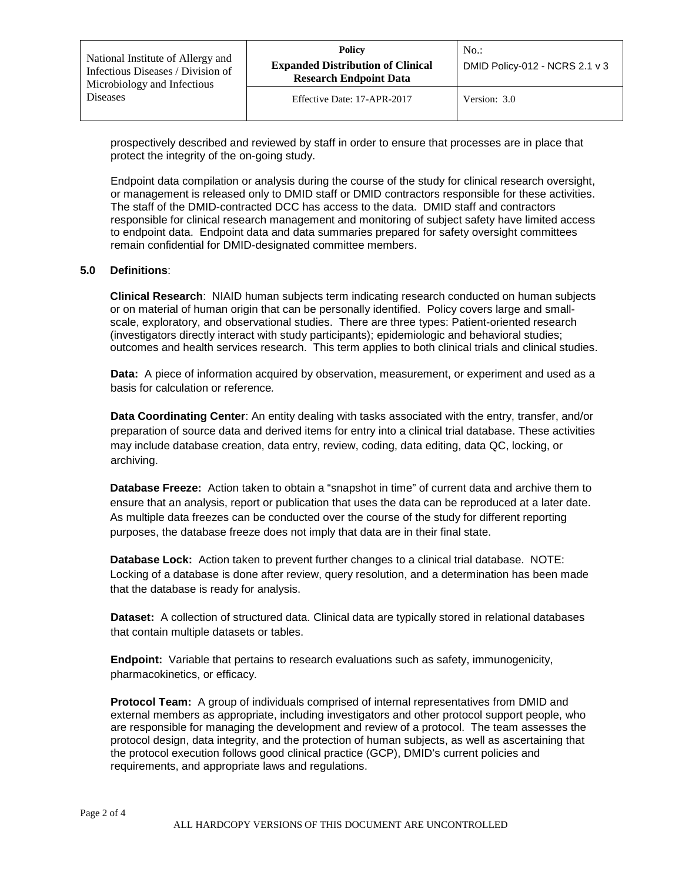prospectively described and reviewed by staff in order to ensure that processes are in place that protect the integrity of the on-going study.

Endpoint data compilation or analysis during the course of the study for clinical research oversight, or management is released only to DMID staff or DMID contractors responsible for these activities. The staff of the DMID-contracted DCC has access to the data. DMID staff and contractors responsible for clinical research management and monitoring of subject safety have limited access to endpoint data. Endpoint data and data summaries prepared for safety oversight committees remain confidential for DMID-designated committee members.

## 5.0 Definitions:

**Clinical Research**: NIAID human subjects term indicating research conducted on human subjects or on material of human origin that can be personally identified. Policy covers large and small-scale, exploratory, and observational studies. There are three types: Patient-oriented research (investigators directly interact with study participants); epidemiologic and behavioral studies; outcomes and health services research. This term applies to both clinical trials and clinical studies.

**Data:** A piece of information acquired by observation, measurement, or experiment and used as a basis for calculation or reference.

**Data Coordinating Center**: An entity dealing with tasks associated with the entry, transfer, and/or preparation of source data and derived items for entry into a clinical trial database. These activities may include database creation, data entry, review, coding, data editing, data QC, locking, or archiving.

**Database Freeze:** Action taken to obtain a "snapshot in time" of current data and archive them to ensure that an analysis, report or publication that uses the data can be reproduced at a later date. As multiple data freezes can be conducted over the course of the study for different reporting purposes, the database freeze does not imply that data are in their final state.

**Database Lock:** Action taken to prevent further changes to a clinical trial database. NOTE: Locking of a database is done after review, query resolution, and a determination has been made that the database is ready for analysis.

**Dataset:** A collection of structured data. Clinical data are typically stored in relational databases that contain multiple datasets or tables.

**Endpoint:** Variable that pertains to research evaluations such as safety, immunogenicity, pharmacokinetics, or efficacy.

**Protocol Team:** A group of individuals comprised of internal representatives from DMID and external members as appropriate, including investigators and other protocol support people, who are responsible for managing the development and review of a protocol. The team assesses the protocol design, data integrity, and the protection of human subjects, as well as ascertaining that the protocol execution follows good clinical practice (GCP), DMID's current policies and requirements, and appropriate laws and regulations.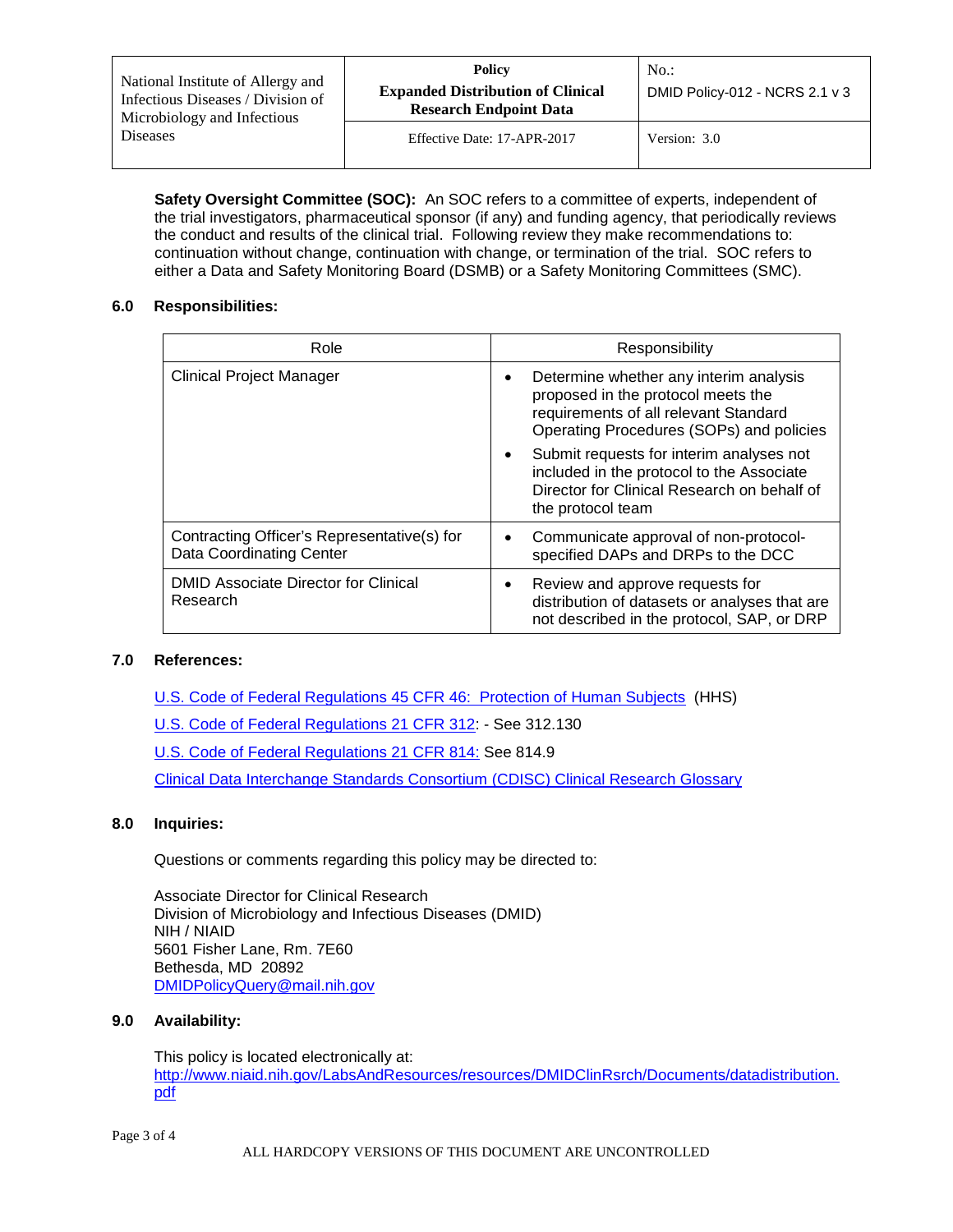**Safety Oversight Committee (SOC):** An SOC refers to a committee of experts, independent of the trial investigators, pharmaceutical sponsor (if any) and funding agency, that periodically reviews the conduct and results of the clinical trial. Following review they make recommendations to: continuation without change, continuation with change, or termination of the trial. SOC refers to either a Data and Safety Monitoring Board (DSMB) or a Safety Monitoring Committees (SMC).

## 6.0 Responsibilities:

| Role | Responsibility |
|---|---|
| Clinical Project Manager | • Determine whether any interim analysis proposed in the protocol meets the requirements of all relevant Standard Operating Procedures (SOPs) and policies<br>• Submit requests for interim analyses not included in the protocol to the Associate Director for Clinical Research on behalf of the protocol team |
| Contracting Officer's Representative(s) for Data Coordinating Center | • Communicate approval of non-protocol-specified DAPs and DRPs to the DCC |
| DMID Associate Director for Clinical Research | • Review and approve requests for distribution of datasets or analyses that are not described in the protocol, SAP, or DRP |

## 7.0 References:

U.S. Code of Federal Regulations 45 CFR 46: Protection of Human Subjects (HHS)

U.S. Code of Federal Regulations 21 CFR 312: - See 312.130

U.S. Code of Federal Regulations 21 CFR 814: See 814.9

Clinical Data Interchange Standards Consortium (CDISC) Clinical Research Glossary

## 8.0 Inquiries:

Questions or comments regarding this policy may be directed to:

Associate Director for Clinical Research
Division of Microbiology and Infectious Diseases (DMID)
NIH / NIAID
5601 Fisher Lane, Rm. 7E60
Bethesda, MD 20892
DMIDPolicyQuery@mail.nih.gov

## 9.0 Availability:

This policy is located electronically at:
http://www.niaid.nih.gov/LabsAndResources/resources/DMIDClinRsrch/Documents/datadistribution.pdf

ALL HARDCOPY VERSIONS OF THIS DOCUMENT ARE UNCONTROLLED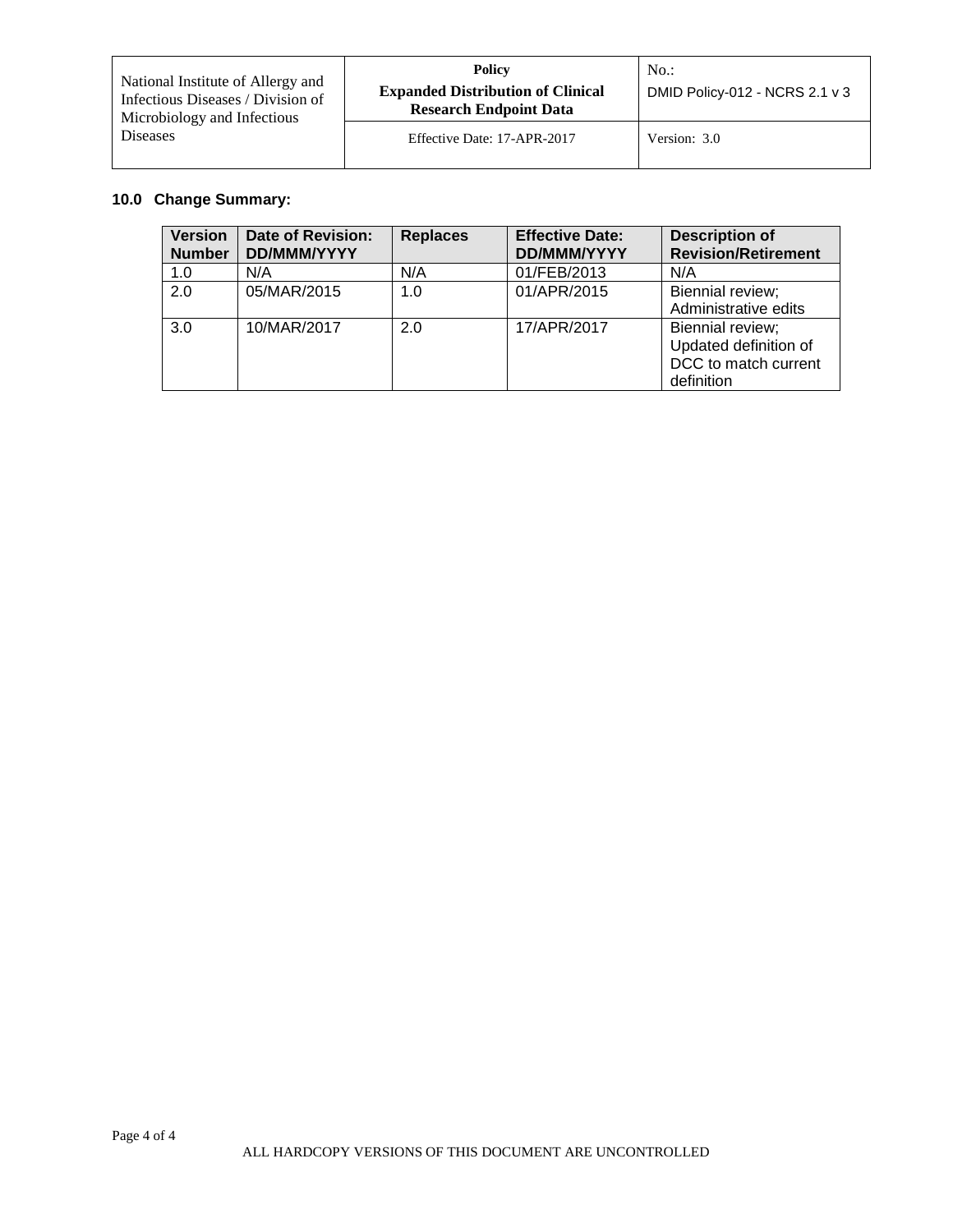## 10.0 Change Summary:

| Version Number | Date of Revision: DD/MMM/YYYY | Replaces | Effective Date: DD/MMM/YYYY | Description of Revision/Retirement |
|---|---|---|---|---|
| 1.0 | N/A | N/A | 01/FEB/2013 | N/A |
| 2.0 | 05/MAR/2015 | 1.0 | 01/APR/2015 | Biennial review; Administrative edits |
| 3.0 | 10/MAR/2017 | 2.0 | 17/APR/2017 | Biennial review; Updated definition of DCC to match current definition |